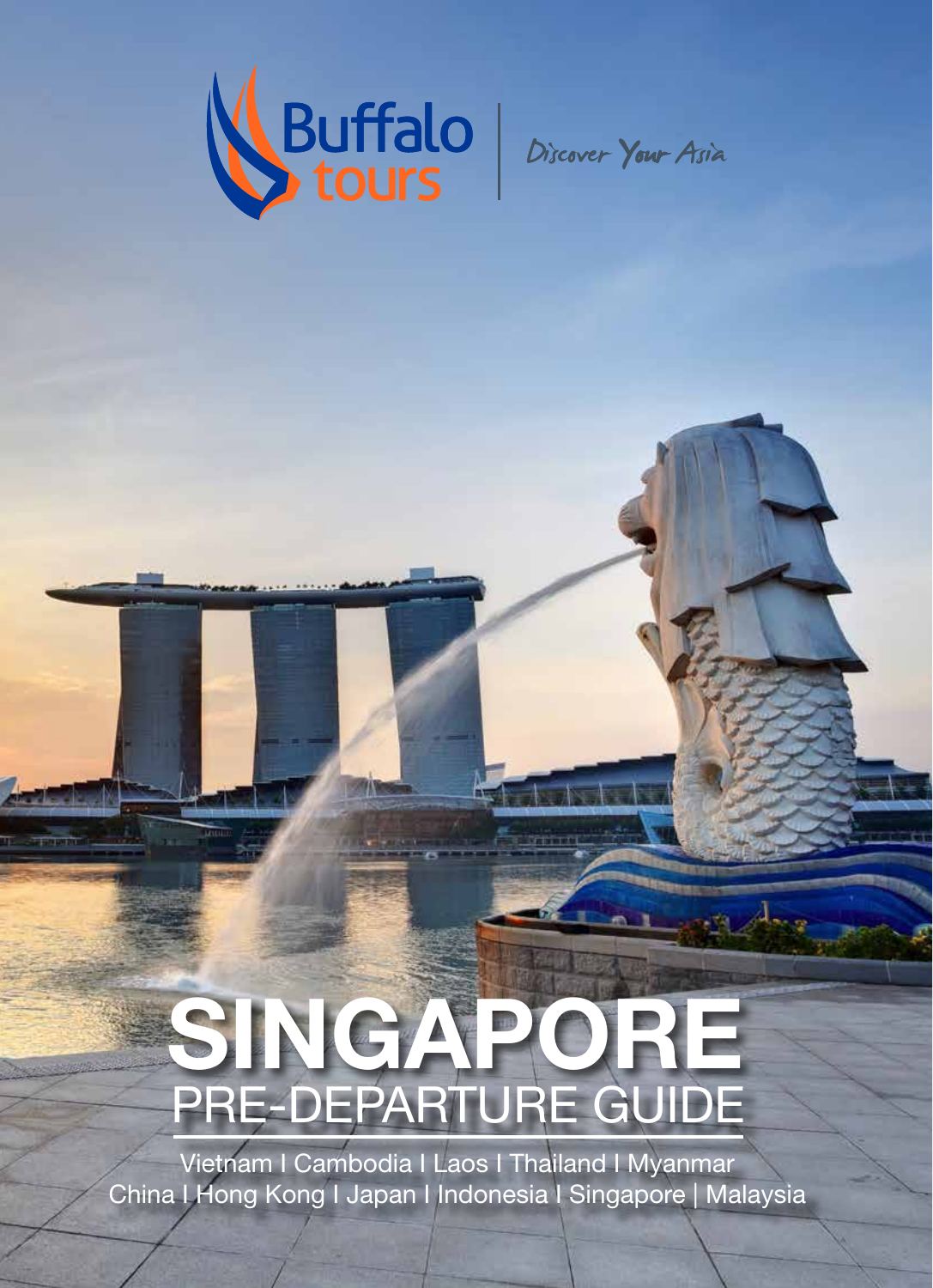Buffalo tours

Discover Your Asia

# SINGAPORE
## PRE-DEPARTURE GUIDE

Vietnam I Cambodia I Laos I Thailand I Myanmar
China I Hong Kong I Japan I Indonesia I Singapore | Malaysia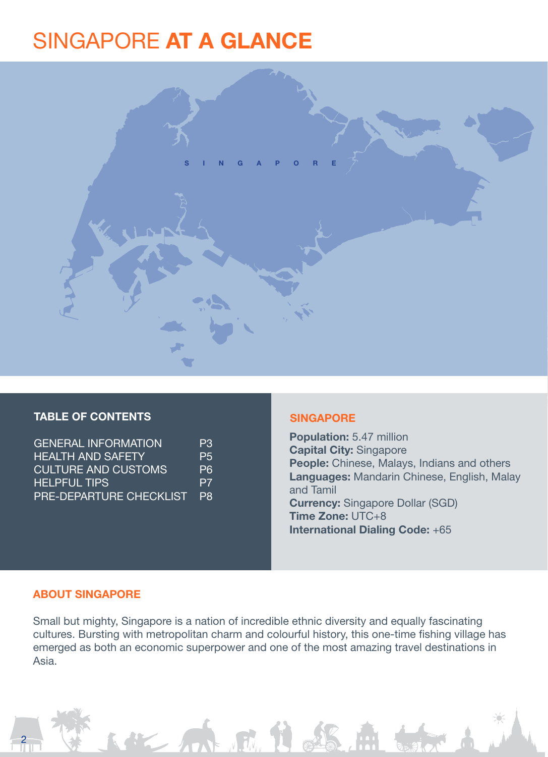# SINGAPORE **AT A GLANCE**

S I N G A P O R E

## TABLE OF CONTENTS

| | |
|---|---|
| GENERAL INFORMATION | P3 |
| HEALTH AND SAFETY | P5 |
| CULTURE AND CUSTOMS | P6 |
| HELPFUL TIPS | P7 |
| PRE-DEPARTURE CHECKLIST | P8 |

## SINGAPORE

**Population:** 5.47 million
**Capital City:** Singapore
**People:** Chinese, Malays, Indians and others
**Languages:** Mandarin Chinese, English, Malay and Tamil
**Currency:** Singapore Dollar (SGD)
**Time Zone:** UTC+8
**International Dialing Code:** +65

## ABOUT SINGAPORE

Small but mighty, Singapore is a nation of incredible ethnic diversity and equally fascinating cultures. Bursting with metropolitan charm and colourful history, this one-time fishing village has emerged as both an economic superpower and one of the most amazing travel destinations in Asia.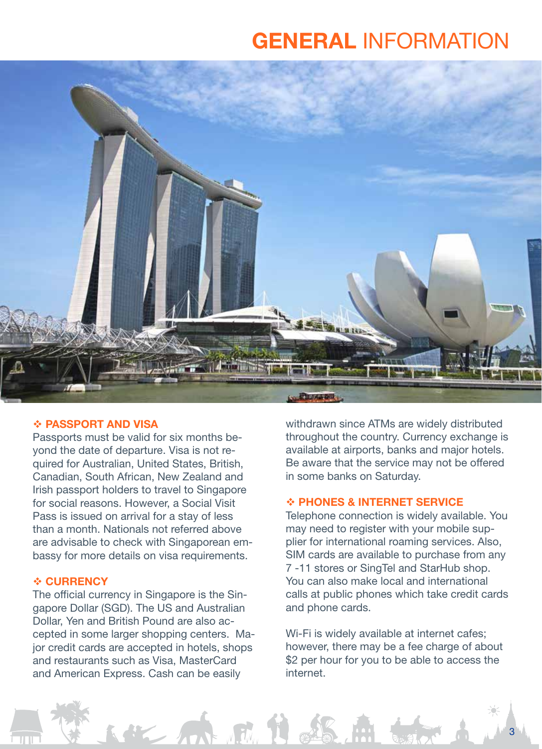# GENERAL INFORMATION

## ❖ PASSPORT AND VISA

Passports must be valid for six months beyond the date of departure. Visa is not required for Australian, United States, British, Canadian, South African, New Zealand and Irish passport holders to travel to Singapore for social reasons. However, a Social Visit Pass is issued on arrival for a stay of less than a month. Nationals not referred above are advisable to check with Singaporean embassy for more details on visa requirements.

## ❖ CURRENCY

The official currency in Singapore is the Singapore Dollar (SGD). The US and Australian Dollar, Yen and British Pound are also accepted in some larger shopping centers. Major credit cards are accepted in hotels, shops and restaurants such as Visa, MasterCard and American Express. Cash can be easily withdrawn since ATMs are widely distributed throughout the country. Currency exchange is available at airports, banks and major hotels. Be aware that the service may not be offered in some banks on Saturday.

## ❖ PHONES & INTERNET SERVICE

Telephone connection is widely available. You may need to register with your mobile supplier for international roaming services. Also, SIM cards are available to purchase from any 7 -11 stores or SingTel and StarHub shop. You can also make local and international calls at public phones which take credit cards and phone cards.

Wi-Fi is widely available at internet cafes; however, there may be a fee charge of about $2 per hour for you to be able to access the internet.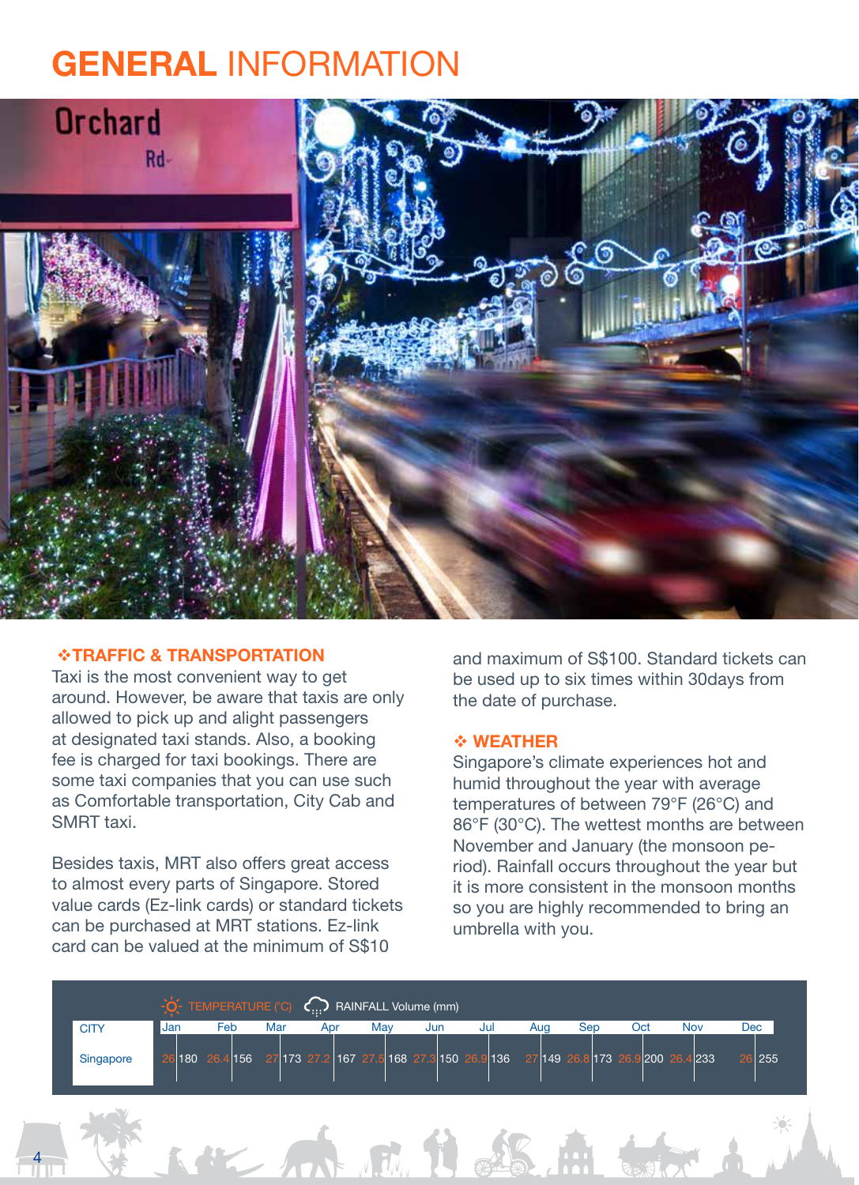# GENERAL INFORMATION

### ❖TRAFFIC & TRANSPORTATION

Taxi is the most convenient way to get around. However, be aware that taxis are only allowed to pick up and alight passengers at designated taxi stands. Also, a booking fee is charged for taxi bookings. There are some taxi companies that you can use such as Comfortable transportation, City Cab and SMRT taxi.

Besides taxis, MRT also offers great access to almost every parts of Singapore. Stored value cards (Ez-link cards) or standard tickets can be purchased at MRT stations. Ez-link card can be valued at the minimum of S$10 and maximum of S$100. Standard tickets can be used up to six times within 30days from the date of purchase.

### ❖ WEATHER

Singapore's climate experiences hot and humid throughout the year with average temperatures of between 79°F (26°C) and 86°F (30°C). The wettest months are between November and January (the monsoon period). Rainfall occurs throughout the year but it is more consistent in the monsoon months so you are highly recommended to bring an umbrella with you.

TEMPERATURE (°C) / RAINFALL Volume (mm)

| CITY | Jan | | Feb | | Mar | | Apr | | May | | Jun | | Jul | | Aug | | Sep | | Oct | | Nov | | Dec | |
|---|---|---|---|---|---|---|---|---|---|---|---|---|---|---|---|---|---|---|---|---|---|---|---|---|
| Singapore | 26 | 180 | 26.4 | 156 | 27 | 173 | 27.2 | 167 | 27.5 | 168 | 27.3 | 150 | 26.9 | 136 | 27 | 149 | 26.8 | 173 | 26.9 | 200 | 26.4 | 233 | 26 | 255 |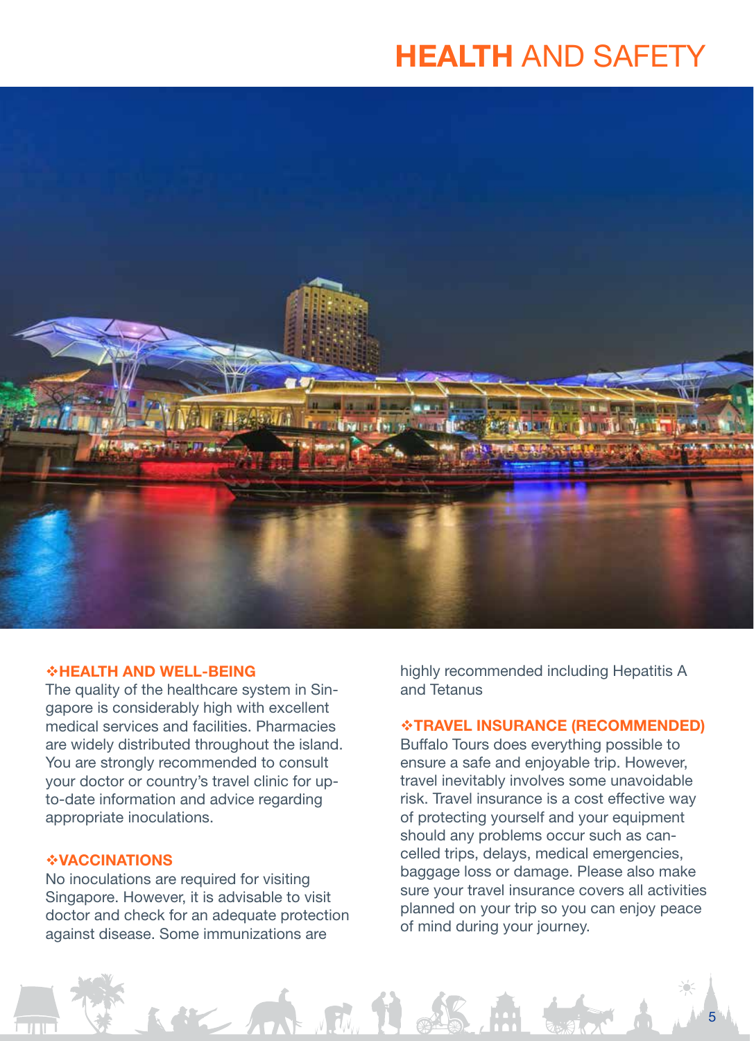# HEALTH AND SAFETY

### ❖HEALTH AND WELL-BEING

The quality of the healthcare system in Singapore is considerably high with excellent medical services and facilities. Pharmacies are widely distributed throughout the island. You are strongly recommended to consult your doctor or country's travel clinic for up-to-date information and advice regarding appropriate inoculations.

### ❖VACCINATIONS

No inoculations are required for visiting Singapore. However, it is advisable to visit doctor and check for an adequate protection against disease. Some immunizations are highly recommended including Hepatitis A and Tetanus

### ❖TRAVEL INSURANCE (RECOMMENDED)

Buffalo Tours does everything possible to ensure a safe and enjoyable trip. However, travel inevitably involves some unavoidable risk. Travel insurance is a cost effective way of protecting yourself and your equipment should any problems occur such as cancelled trips, delays, medical emergencies, baggage loss or damage. Please also make sure your travel insurance covers all activities planned on your trip so you can enjoy peace of mind during your journey.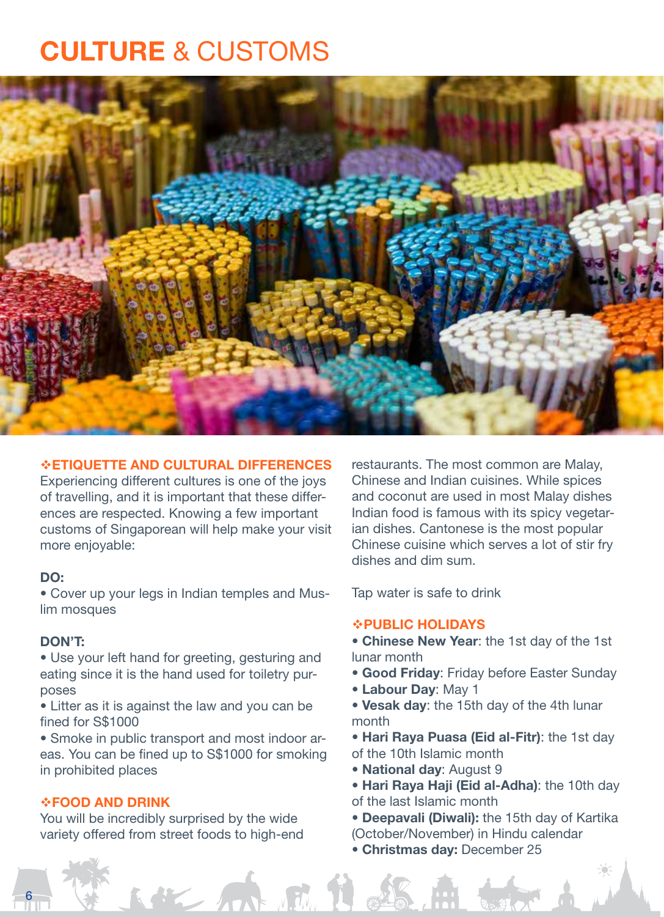# CULTURE & CUSTOMS

## ❖ETIQUETTE AND CULTURAL DIFFERENCES

Experiencing different cultures is one of the joys of travelling, and it is important that these differences are respected. Knowing a few important customs of Singaporean will help make your visit more enjoyable:

**DO:**

- Cover up your legs in Indian temples and Muslim mosques

**DON'T:**

- Use your left hand for greeting, gesturing and eating since it is the hand used for toiletry purposes
- Litter as it is against the law and you can be fined for S$1000
- Smoke in public transport and most indoor areas. You can be fined up to S$1000 for smoking in prohibited places

## ❖FOOD AND DRINK

You will be incredibly surprised by the wide variety offered from street foods to high-end restaurants. The most common are Malay, Chinese and Indian cuisines. While spices and coconut are used in most Malay dishes Indian food is famous with its spicy vegetarian dishes. Cantonese is the most popular Chinese cuisine which serves a lot of stir fry dishes and dim sum.

Tap water is safe to drink

## ❖PUBLIC HOLIDAYS

- **Chinese New Year**: the 1st day of the 1st lunar month
- **Good Friday**: Friday before Easter Sunday
- **Labour Day**: May 1
- **Vesak day**: the 15th day of the 4th lunar month
- **Hari Raya Puasa (Eid al-Fitr)**: the 1st day of the 10th Islamic month
- **National day**: August 9
- **Hari Raya Haji (Eid al-Adha)**: the 10th day of the last Islamic month
- **Deepavali (Diwali):** the 15th day of Kartika (October/November) in Hindu calendar
- **Christmas day:** December 25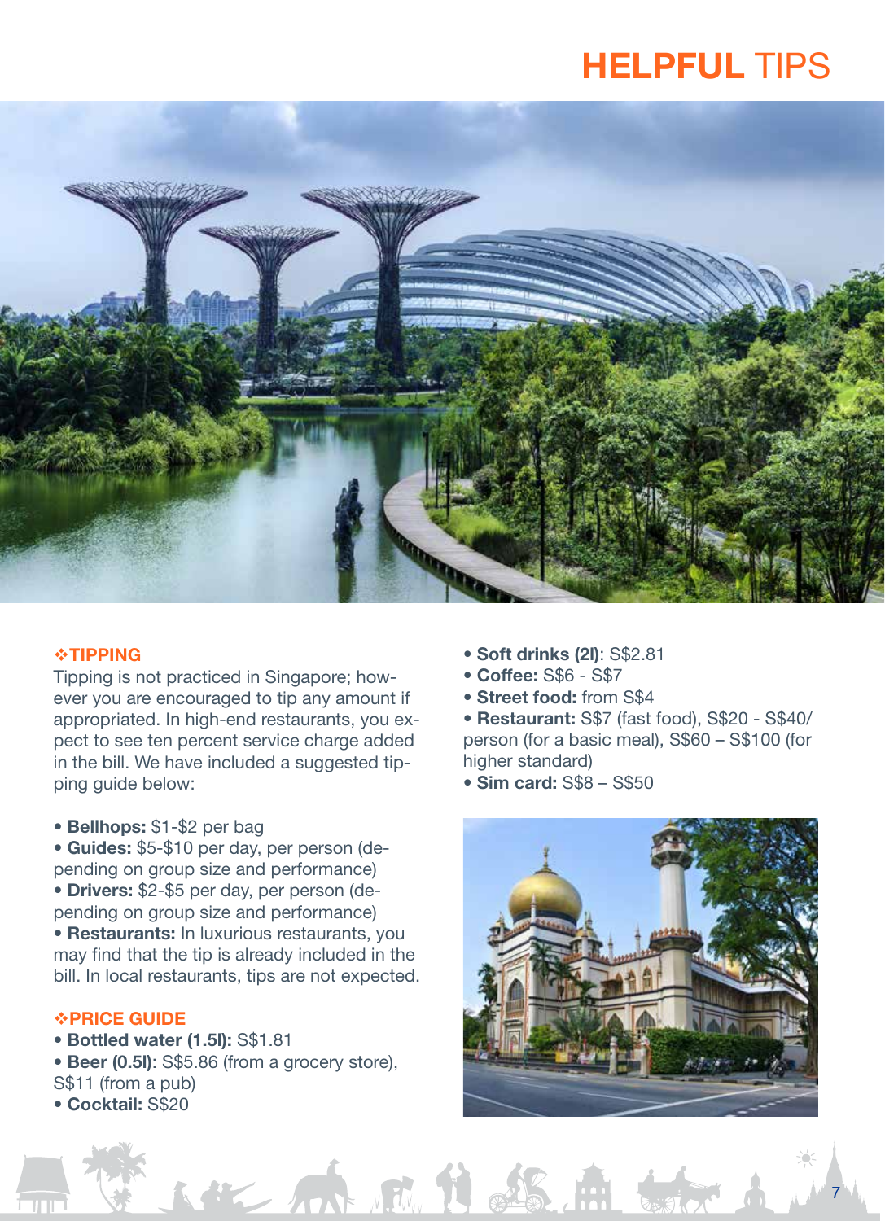# HELPFUL TIPS

### ❖TIPPING

Tipping is not practiced in Singapore; however you are encouraged to tip any amount if appropriated. In high-end restaurants, you expect to see ten percent service charge added in the bill. We have included a suggested tipping guide below:

- **Bellhops:** $1-$2 per bag
- **Guides:** $5-$10 per day, per person (depending on group size and performance)
- **Drivers:** $2-$5 per day, per person (depending on group size and performance)
- **Restaurants:** In luxurious restaurants, you may find that the tip is already included in the bill. In local restaurants, tips are not expected.

### ❖PRICE GUIDE

- **Bottled water (1.5l):** S$1.81
- **Beer (0.5l)**: S$5.86 (from a grocery store), S$11 (from a pub)
- **Cocktail:** S$20
- **Soft drinks (2l)**: S$2.81
- **Coffee:** S$6 - S$7
- **Street food:** from S$4
- **Restaurant:** S$7 (fast food), S$20 - S$40/person (for a basic meal), S$60 – S$100 (for higher standard)
- **Sim card:** S$8 – S$50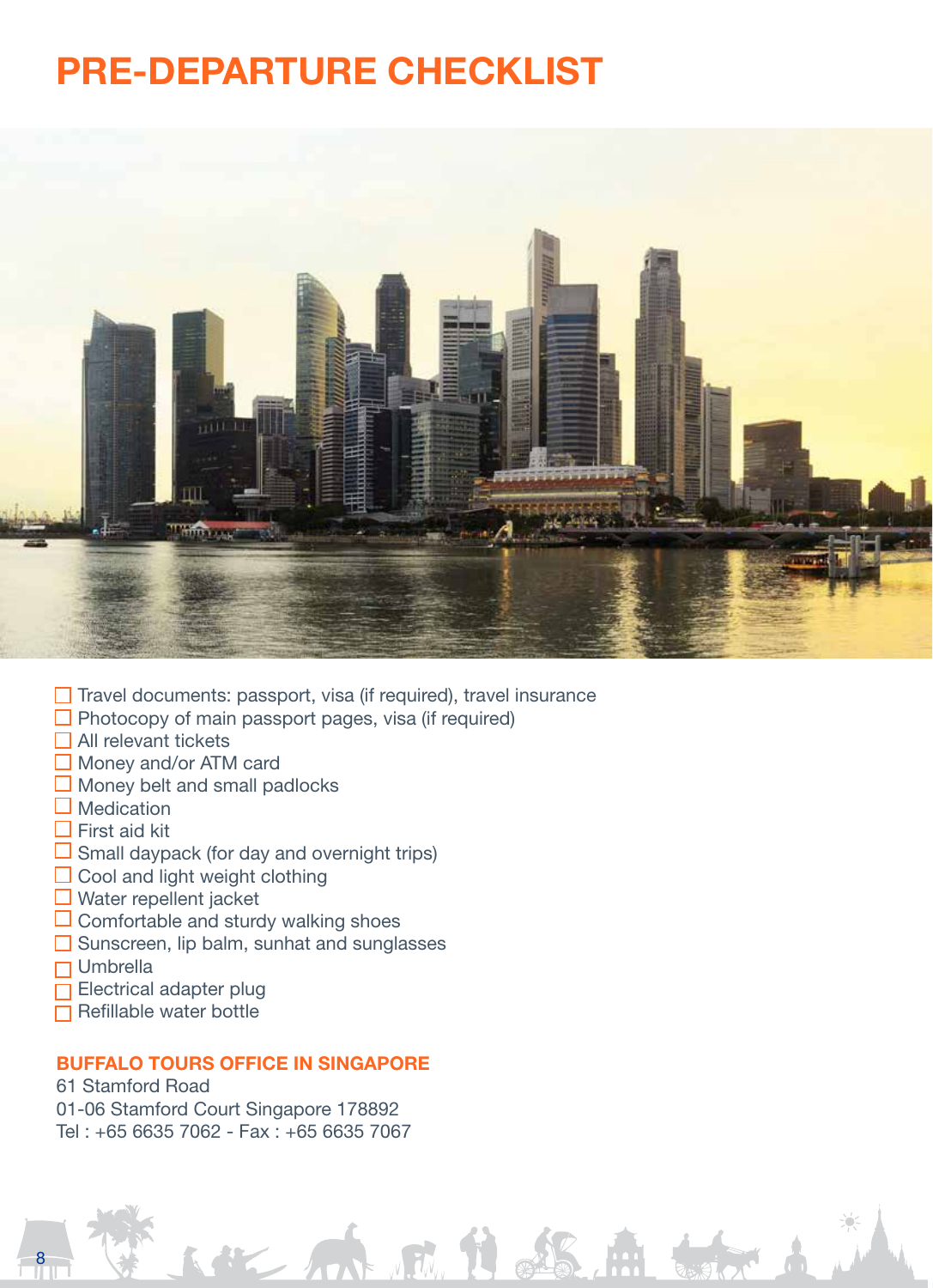# PRE-DEPARTURE CHECKLIST

- ☐ Travel documents: passport, visa (if required), travel insurance
- ☐ Photocopy of main passport pages, visa (if required)
- ☐ All relevant tickets
- ☐ Money and/or ATM card
- ☐ Money belt and small padlocks
- ☐ Medication
- ☐ First aid kit
- ☐ Small daypack (for day and overnight trips)
- ☐ Cool and light weight clothing
- ☐ Water repellent jacket
- ☐ Comfortable and sturdy walking shoes
- ☐ Sunscreen, lip balm, sunhat and sunglasses
- ☐ Umbrella
- ☐ Electrical adapter plug
- ☐ Refillable water bottle

**BUFFALO TOURS OFFICE IN SINGAPORE**

61 Stamford Road
01-06 Stamford Court Singapore 178892
Tel : +65 6635 7062 - Fax : +65 6635 7067